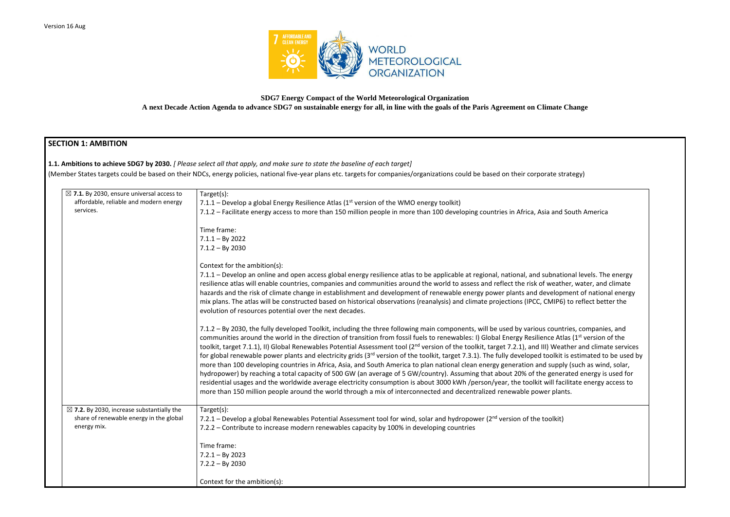Version 16 Aug

**SDG7 Energy Compact of the World Meteorological Organization**

**A next Decade Action Agenda to advance SDG7 on sustainable energy for all, in line with the goals of the Paris Agreement on Climate Change**

## SECTION 1: AMBITION

**1.1. Ambitions to achieve SDG7 by 2030.** *[ Please select all that apply, and make sure to state the baseline of each target]*

(Member States targets could be based on their NDCs, energy policies, national five-year plans etc. targets for companies/organizations could be based on their corporate strategy)

| | |
|---|---|
| ☒ **7.1.** By 2030, ensure universal access to affordable, reliable and modern energy services. | Target(s):<br>7.1.1 – Develop a global Energy Resilience Atlas (1st version of the WMO energy toolkit)<br>7.1.2 – Facilitate energy access to more than 150 million people in more than 100 developing countries in Africa, Asia and South America<br><br>Time frame:<br>7.1.1 – By 2022<br>7.1.2 – By 2030<br><br>Context for the ambition(s):<br>7.1.1 – Develop an online and open access global energy resilience atlas to be applicable at regional, national, and subnational levels. The energy resilience atlas will enable countries, companies and communities around the world to assess and reflect the risk of weather, water, and climate hazards and the risk of climate change in establishment and development of renewable energy power plants and development of national energy mix plans. The atlas will be constructed based on historical observations (reanalysis) and climate projections (IPCC, CMIP6) to reflect better the evolution of resources potential over the next decades.<br><br>7.1.2 – By 2030, the fully developed Toolkit, including the three following main components, will be used by various countries, companies, and communities around the world in the direction of transition from fossil fuels to renewables: I) Global Energy Resilience Atlas (1st version of the toolkit, target 7.1.1), II) Global Renewables Potential Assessment tool (2nd version of the toolkit, target 7.2.1), and III) Weather and climate services for global renewable power plants and electricity grids (3rd version of the toolkit, target 7.3.1). The fully developed toolkit is estimated to be used by more than 100 developing countries in Africa, Asia, and South America to plan national clean energy generation and supply (such as wind, solar, hydropower) by reaching a total capacity of 500 GW (an average of 5 GW/country). Assuming that about 20% of the generated energy is used for residential usages and the worldwide average electricity consumption is about 3000 kWh /person/year, the toolkit will facilitate energy access to more than 150 million people around the world through a mix of interconnected and decentralized renewable power plants. |
| ☒ **7.2.** By 2030, increase substantially the share of renewable energy in the global energy mix. | Target(s):<br>7.2.1 – Develop a global Renewables Potential Assessment tool for wind, solar and hydropower (2nd version of the toolkit)<br>7.2.2 – Contribute to increase modern renewables capacity by 100% in developing countries<br><br>Time frame:<br>7.2.1 – By 2023<br>7.2.2 – By 2030<br><br>Context for the ambition(s): |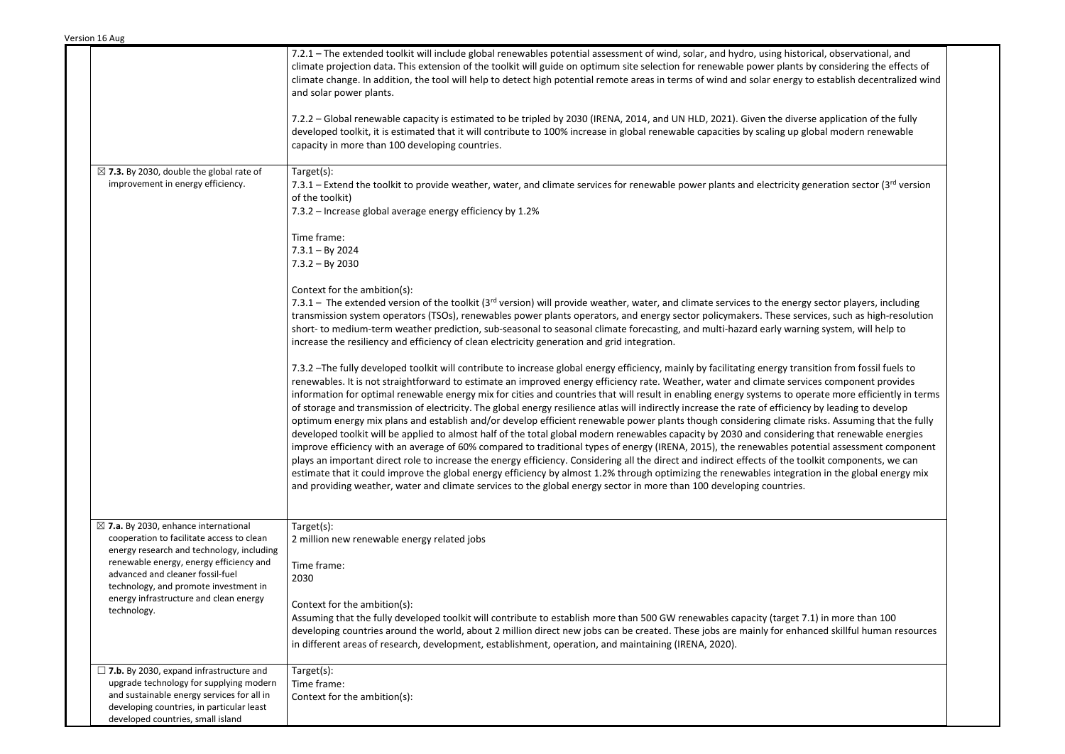| | |
|---|---|
| | 7.2.1 – The extended toolkit will include global renewables potential assessment of wind, solar, and hydro, using historical, observational, and climate projection data. This extension of the toolkit will guide on optimum site selection for renewable power plants by considering the effects of climate change. In addition, the tool will help to detect high potential remote areas in terms of wind and solar energy to establish decentralized wind and solar power plants.<br><br>7.2.2 – Global renewable capacity is estimated to be tripled by 2030 (IRENA, 2014, and UN HLD, 2021). Given the diverse application of the fully developed toolkit, it is estimated that it will contribute to 100% increase in global renewable capacities by scaling up global modern renewable capacity in more than 100 developing countries. |
| ☒ **7.3.** By 2030, double the global rate of improvement in energy efficiency. | Target(s):<br>7.3.1 – Extend the toolkit to provide weather, water, and climate services for renewable power plants and electricity generation sector (3rd version of the toolkit)<br>7.3.2 – Increase global average energy efficiency by 1.2%<br><br>Time frame:<br>7.3.1 – By 2024<br>7.3.2 – By 2030<br><br>Context for the ambition(s):<br>7.3.1 – The extended version of the toolkit (3rd version) will provide weather, water, and climate services to the energy sector players, including transmission system operators (TSOs), renewables power plants operators, and energy sector policymakers. These services, such as high-resolution short- to medium-term weather prediction, sub-seasonal to seasonal climate forecasting, and multi-hazard early warning system, will help to increase the resiliency and efficiency of clean electricity generation and grid integration.<br><br>7.3.2 –The fully developed toolkit will contribute to increase global energy efficiency, mainly by facilitating energy transition from fossil fuels to renewables. It is not straightforward to estimate an improved energy efficiency rate. Weather, water and climate services component provides information for optimal renewable energy mix for cities and countries that will result in enabling energy systems to operate more efficiently in terms of storage and transmission of electricity. The global energy resilience atlas will indirectly increase the rate of efficiency by leading to develop optimum energy mix plans and establish and/or develop efficient renewable power plants though considering climate risks. Assuming that the fully developed toolkit will be applied to almost half of the total global modern renewables capacity by 2030 and considering that renewable energies improve efficiency with an average of 60% compared to traditional types of energy (IRENA, 2015), the renewables potential assessment component plays an important direct role to increase the energy efficiency. Considering all the direct and indirect effects of the toolkit components, we can estimate that it could improve the global energy efficiency by almost 1.2% through optimizing the renewables integration in the global energy mix and providing weather, water and climate services to the global energy sector in more than 100 developing countries. |
| ☒ **7.a.** By 2030, enhance international cooperation to facilitate access to clean energy research and technology, including renewable energy, energy efficiency and advanced and cleaner fossil-fuel technology, and promote investment in energy infrastructure and clean energy technology. | Target(s):<br>2 million new renewable energy related jobs<br><br>Time frame:<br>2030<br><br>Context for the ambition(s):<br>Assuming that the fully developed toolkit will contribute to establish more than 500 GW renewables capacity (target 7.1) in more than 100 developing countries around the world, about 2 million direct new jobs can be created. These jobs are mainly for enhanced skillful human resources in different areas of research, development, establishment, operation, and maintaining (IRENA, 2020). |
| ☐ **7.b.** By 2030, expand infrastructure and upgrade technology for supplying modern and sustainable energy services for all in developing countries, in particular least developed countries, small island | Target(s):<br>Time frame:<br>Context for the ambition(s): |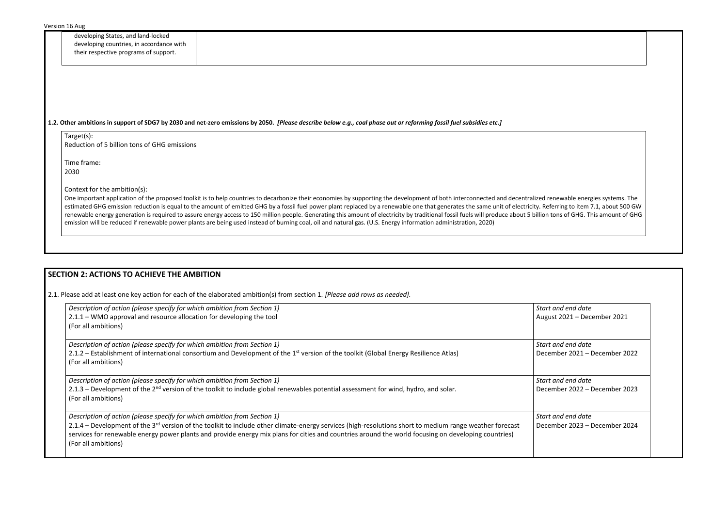developing States, and land-locked developing countries, in accordance with their respective programs of support.

**1.2. Other ambitions in support of SDG7 by 2030 and net-zero emissions by 2050.** ***[Please describe below e.g., coal phase out or reforming fossil fuel subsidies etc.]***

Target(s):
Reduction of 5 billion tons of GHG emissions

Time frame:
2030

Context for the ambition(s):
One important application of the proposed toolkit is to help countries to decarbonize their economies by supporting the development of both interconnected and decentralized renewable energies systems. The estimated GHG emission reduction is equal to the amount of emitted GHG by a fossil fuel power plant replaced by a renewable one that generates the same unit of electricity. Referring to item 7.1, about 500 GW renewable energy generation is required to assure energy access to 150 million people. Generating this amount of electricity by traditional fossil fuels will produce about 5 billion tons of GHG. This amount of GHG emission will be reduced if renewable power plants are being used instead of burning coal, oil and natural gas. (U.S. Energy information administration, 2020)

## SECTION 2: ACTIONS TO ACHIEVE THE AMBITION

2.1. Please add at least one key action for each of the elaborated ambition(s) from section 1. *[Please add rows as needed].*

| *Description of action (please specify for which ambition from Section 1)* | *Start and end date* |
|---|---|
| 2.1.1 – WMO approval and resource allocation for developing the tool (For all ambitions) | August 2021 – December 2021 |
| *Description of action (please specify for which ambition from Section 1)* 2.1.2 – Establishment of international consortium and Development of the 1st version of the toolkit (Global Energy Resilience Atlas) (For all ambitions) | *Start and end date* December 2021 – December 2022 |
| *Description of action (please specify for which ambition from Section 1)* 2.1.3 – Development of the 2nd version of the toolkit to include global renewables potential assessment for wind, hydro, and solar. (For all ambitions) | *Start and end date* December 2022 – December 2023 |
| *Description of action (please specify for which ambition from Section 1)* 2.1.4 – Development of the 3rd version of the toolkit to include other climate-energy services (high-resolutions short to medium range weather forecast services for renewable energy power plants and provide energy mix plans for cities and countries around the world focusing on developing countries) (For all ambitions) | *Start and end date* December 2023 – December 2024 |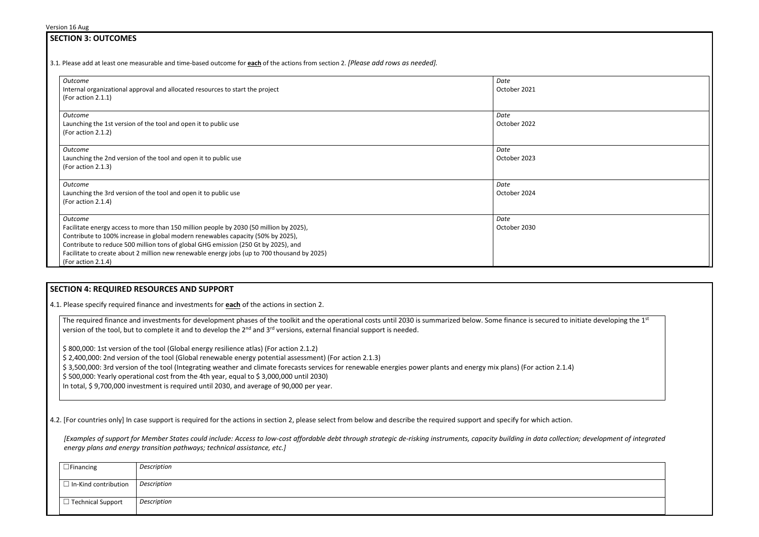Version 16 Aug

## SECTION 3: OUTCOMES

3.1. Please add at least one measurable and time-based outcome for **each** of the actions from section 2. *[Please add rows as needed].*

| *Outcome* | *Date* |
|---|---|
| Internal organizational approval and allocated resources to start the project (For action 2.1.1) | October 2021 |
| Launching the 1st version of the tool and open it to public use (For action 2.1.2) | October 2022 |
| Launching the 2nd version of the tool and open it to public use (For action 2.1.3) | October 2023 |
| Launching the 3rd version of the tool and open it to public use (For action 2.1.4) | October 2024 |
| Facilitate energy access to more than 150 million people by 2030 (50 million by 2025), Contribute to 100% increase in global modern renewables capacity (50% by 2025), Contribute to reduce 500 million tons of global GHG emission (250 Gt by 2025), and Facilitate to create about 2 million new renewable energy jobs (up to 700 thousand by 2025) (For action 2.1.4) | October 2030 |

## SECTION 4: REQUIRED RESOURCES AND SUPPORT

4.1. Please specify required finance and investments for **each** of the actions in section 2.

The required finance and investments for development phases of the toolkit and the operational costs until 2030 is summarized below. Some finance is secured to initiate developing the 1st version of the tool, but to complete it and to develop the 2nd and 3rd versions, external financial support is needed.

$ 800,000: 1st version of the tool (Global energy resilience atlas) (For action 2.1.2)
$ 2,400,000: 2nd version of the tool (Global renewable energy potential assessment) (For action 2.1.3)
$ 3,500,000: 3rd version of the tool (Integrating weather and climate forecasts services for renewable energies power plants and energy mix plans) (For action 2.1.4)
$ 500,000: Yearly operational cost from the 4th year, equal to $ 3,000,000 until 2030)
In total, $ 9,700,000 investment is required until 2030, and average of 90,000 per year.

4.2. [For countries only] In case support is required for the actions in section 2, please select from below and describe the required support and specify for which action.

*[Examples of support for Member States could include: Access to low-cost affordable debt through strategic de-risking instruments, capacity building in data collection; development of integrated energy plans and energy transition pathways; technical assistance, etc.]*

| | |
|---|---|
| ☐ Financing | *Description* |
| ☐ In-Kind contribution | *Description* |
| ☐ Technical Support | *Description* |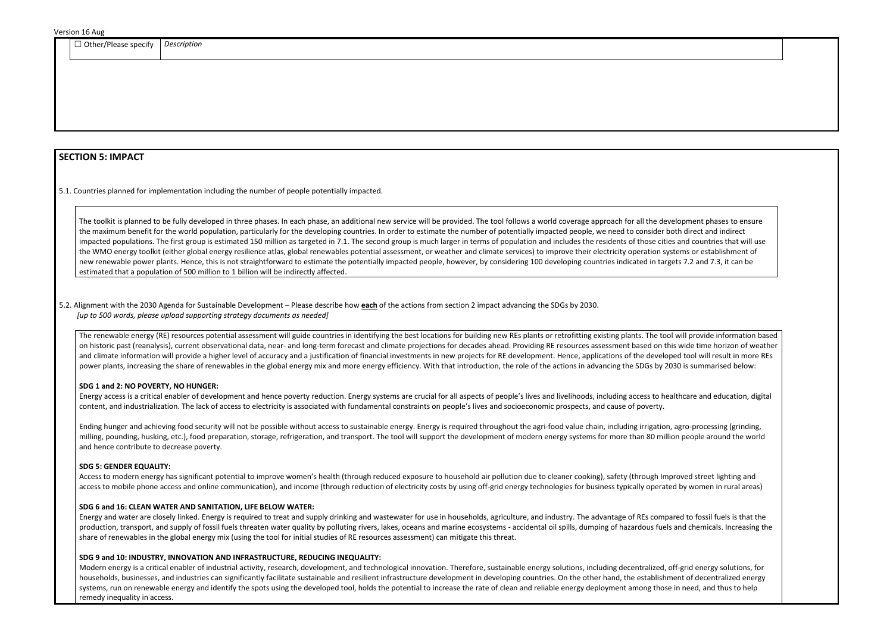| ☐ Other/Please specify | *Description* |
| --- | --- |

## SECTION 5: IMPACT

5.1. Countries planned for implementation including the number of people potentially impacted.

The toolkit is planned to be fully developed in three phases. In each phase, an additional new service will be provided. The tool follows a world coverage approach for all the development phases to ensure the maximum benefit for the world population, particularly for the developing countries. In order to estimate the number of potentially impacted people, we need to consider both direct and indirect impacted populations. The first group is estimated 150 million as targeted in 7.1. The second group is much larger in terms of population and includes the residents of those cities and countries that will use the WMO energy toolkit (either global energy resilience atlas, global renewables potential assessment, or weather and climate services) to improve their electricity operation systems or establishment of new renewable power plants. Hence, this is not straightforward to estimate the potentially impacted people, however, by considering 100 developing countries indicated in targets 7.2 and 7.3, it can be estimated that a population of 500 million to 1 billion will be indirectly affected.

5.2. Alignment with the 2030 Agenda for Sustainable Development – Please describe how **each** of the actions from section 2 impact advancing the SDGs by 2030.
*[up to 500 words, please upload supporting strategy documents as needed]*

The renewable energy (RE) resources potential assessment will guide countries in identifying the best locations for building new REs plants or retrofitting existing plants. The tool will provide information based on historic past (reanalysis), current observational data, near- and long-term forecast and climate projections for decades ahead. Providing RE resources assessment based on this wide time horizon of weather and climate information will provide a higher level of accuracy and a justification of financial investments in new projects for RE development. Hence, applications of the developed tool will result in more REs power plants, increasing the share of renewables in the global energy mix and more energy efficiency. With that introduction, the role of the actions in advancing the SDGs by 2030 is summarised below:

**SDG 1 and 2: NO POVERTY, NO HUNGER:**
Energy access is a critical enabler of development and hence poverty reduction. Energy systems are crucial for all aspects of people's lives and livelihoods, including access to healthcare and education, digital content, and industrialization. The lack of access to electricity is associated with fundamental constraints on people's lives and socioeconomic prospects, and cause of poverty.

Ending hunger and achieving food security will not be possible without access to sustainable energy. Energy is required throughout the agri-food value chain, including irrigation, agro-processing (grinding, milling, pounding, husking, etc.), food preparation, storage, refrigeration, and transport. The tool will support the development of modern energy systems for more than 80 million people around the world and hence contribute to decrease poverty.

**SDG 5: GENDER EQUALITY:**
Access to modern energy has significant potential to improve women's health (through reduced exposure to household air pollution due to cleaner cooking), safety (through Improved street lighting and access to mobile phone access and online communication), and income (through reduction of electricity costs by using off-grid energy technologies for business typically operated by women in rural areas)

**SDG 6 and 16: CLEAN WATER AND SANITATION, LIFE BELOW WATER:**
Energy and water are closely linked. Energy is required to treat and supply drinking and wastewater for use in households, agriculture, and industry. The advantage of REs compared to fossil fuels is that the production, transport, and supply of fossil fuels threaten water quality by polluting rivers, lakes, oceans and marine ecosystems - accidental oil spills, dumping of hazardous fuels and chemicals. Increasing the share of renewables in the global energy mix (using the tool for initial studies of RE resources assessment) can mitigate this threat.

**SDG 9 and 10: INDUSTRY, INNOVATION AND INFRASTRUCTURE, REDUCING INEQUALITY:**
Modern energy is a critical enabler of industrial activity, research, development, and technological innovation. Therefore, sustainable energy solutions, including decentralized, off-grid energy solutions, for households, businesses, and industries can significantly facilitate sustainable and resilient infrastructure development in developing countries. On the other hand, the establishment of decentralized energy systems, run on renewable energy and identify the spots using the developed tool, holds the potential to increase the rate of clean and reliable energy deployment among those in need, and thus to help remedy inequality in access.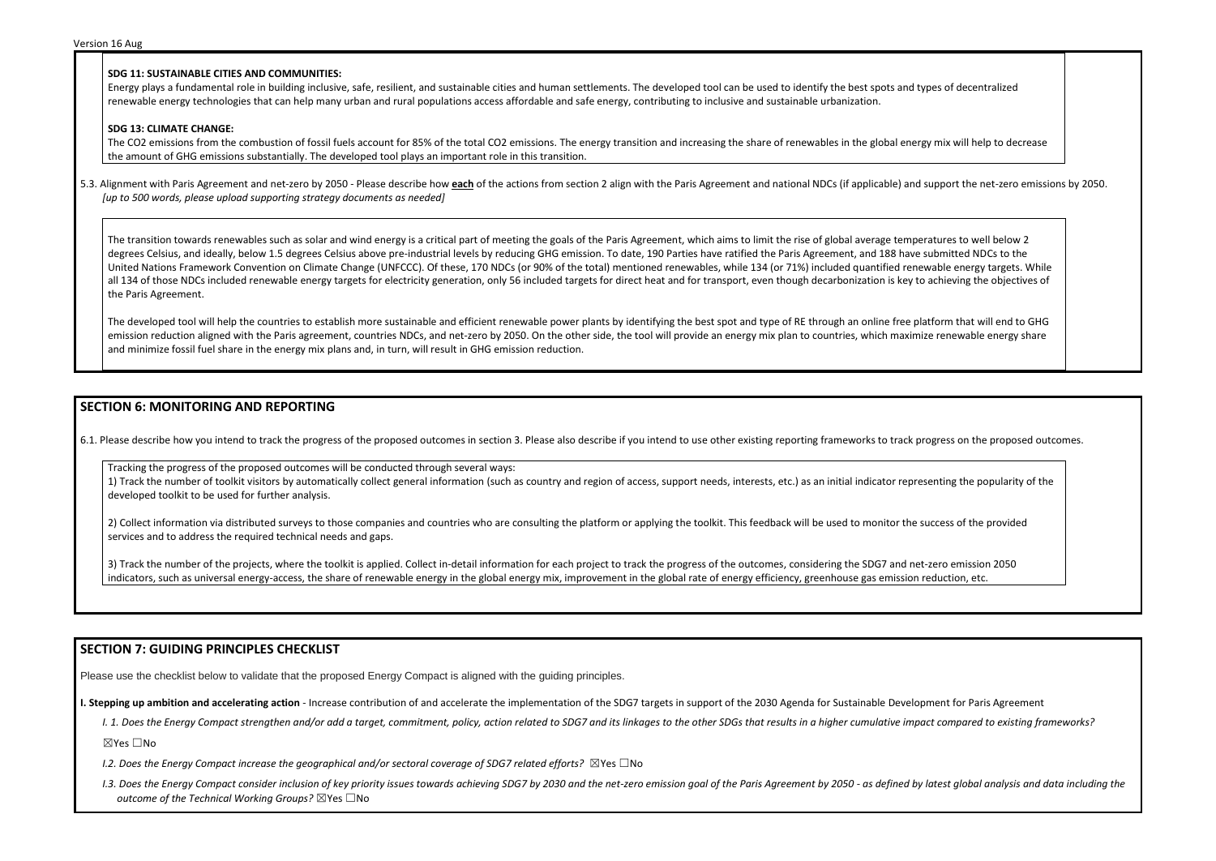**SDG 11: SUSTAINABLE CITIES AND COMMUNITIES:**
Energy plays a fundamental role in building inclusive, safe, resilient, and sustainable cities and human settlements. The developed tool can be used to identify the best spots and types of decentralized renewable energy technologies that can help many urban and rural populations access affordable and safe energy, contributing to inclusive and sustainable urbanization.

**SDG 13: CLIMATE CHANGE:**
The $CO_2$ emissions from the combustion of fossil fuels account for 85% of the total $CO_2$ emissions. The energy transition and increasing the share of renewables in the global energy mix will help to decrease the amount of GHG emissions substantially. The developed tool plays an important role in this transition.

5.3. Alignment with Paris Agreement and net-zero by 2050 - Please describe how **each** of the actions from section 2 align with the Paris Agreement and national NDCs (if applicable) and support the net-zero emissions by 2050.
*[up to 500 words, please upload supporting strategy documents as needed]*

The transition towards renewables such as solar and wind energy is a critical part of meeting the goals of the Paris Agreement, which aims to limit the rise of global average temperatures to well below 2 degrees Celsius, and ideally, below 1.5 degrees Celsius above pre-industrial levels by reducing GHG emission. To date, 190 Parties have ratified the Paris Agreement, and 188 have submitted NDCs to the United Nations Framework Convention on Climate Change (UNFCCC). Of these, 170 NDCs (or 90% of the total) mentioned renewables, while 134 (or 71%) included quantified renewable energy targets. While all 134 of those NDCs included renewable energy targets for electricity generation, only 56 included targets for direct heat and for transport, even though decarbonization is key to achieving the objectives of the Paris Agreement.

The developed tool will help the countries to establish more sustainable and efficient renewable power plants by identifying the best spot and type of RE through an online free platform that will end to GHG emission reduction aligned with the Paris agreement, countries NDCs, and net-zero by 2050. On the other side, the tool will provide an energy mix plan to countries, which maximize renewable energy share and minimize fossil fuel share in the energy mix plans and, in turn, will result in GHG emission reduction.

## SECTION 6: MONITORING AND REPORTING

6.1. Please describe how you intend to track the progress of the proposed outcomes in section 3. Please also describe if you intend to use other existing reporting frameworks to track progress on the proposed outcomes.

Tracking the progress of the proposed outcomes will be conducted through several ways:
1) Track the number of toolkit visitors by automatically collect general information (such as country and region of access, support needs, interests, etc.) as an initial indicator representing the popularity of the developed toolkit to be used for further analysis.

2) Collect information via distributed surveys to those companies and countries who are consulting the platform or applying the toolkit. This feedback will be used to monitor the success of the provided services and to address the required technical needs and gaps.

3) Track the number of the projects, where the toolkit is applied. Collect in-detail information for each project to track the progress of the outcomes, considering the SDG7 and net-zero emission 2050 indicators, such as universal energy-access, the share of renewable energy in the global energy mix, improvement in the global rate of energy efficiency, greenhouse gas emission reduction, etc.

## SECTION 7: GUIDING PRINCIPLES CHECKLIST

Please use the checklist below to validate that the proposed Energy Compact is aligned with the guiding principles.

**I. Stepping up ambition and accelerating action** - Increase contribution of and accelerate the implementation of the SDG7 targets in support of the 2030 Agenda for Sustainable Development for Paris Agreement

*I. 1. Does the Energy Compact strengthen and/or add a target, commitment, policy, action related to SDG7 and its linkages to the other SDGs that results in a higher cumulative impact compared to existing frameworks?*

☒Yes ☐No

*I.2. Does the Energy Compact increase the geographical and/or sectoral coverage of SDG7 related efforts?* ☒Yes ☐No

*I.3. Does the Energy Compact consider inclusion of key priority issues towards achieving SDG7 by 2030 and the net-zero emission goal of the Paris Agreement by 2050 - as defined by latest global analysis and data including the outcome of the Technical Working Groups?* ☒Yes ☐No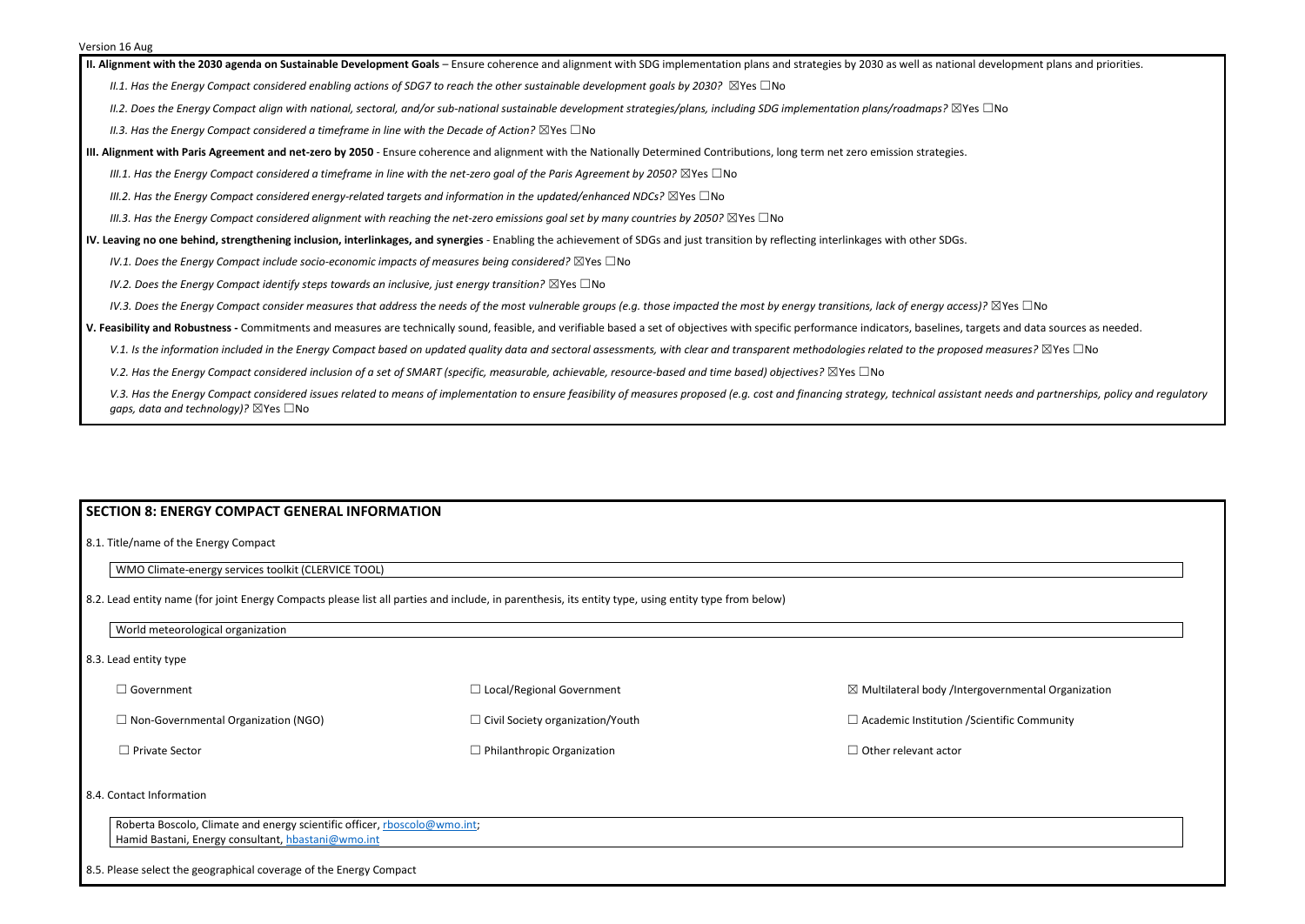**II. Alignment with the 2030 agenda on Sustainable Development Goals** – Ensure coherence and alignment with SDG implementation plans and strategies by 2030 as well as national development plans and priorities.

*II.1. Has the Energy Compact considered enabling actions of SDG7 to reach the other sustainable development goals by 2030?* ☒Yes ☐No

*II.2. Does the Energy Compact align with national, sectoral, and/or sub-national sustainable development strategies/plans, including SDG implementation plans/roadmaps?* ☒Yes ☐No

*II.3. Has the Energy Compact considered a timeframe in line with the Decade of Action?* ☒Yes ☐No

**III. Alignment with Paris Agreement and net-zero by 2050** - Ensure coherence and alignment with the Nationally Determined Contributions, long term net zero emission strategies.

*III.1. Has the Energy Compact considered a timeframe in line with the net-zero goal of the Paris Agreement by 2050?* ☒Yes ☐No

*III.2. Has the Energy Compact considered energy-related targets and information in the updated/enhanced NDCs?* ☒Yes ☐No

*III.3. Has the Energy Compact considered alignment with reaching the net-zero emissions goal set by many countries by 2050?* ☒Yes ☐No

**IV. Leaving no one behind, strengthening inclusion, interlinkages, and synergies** - Enabling the achievement of SDGs and just transition by reflecting interlinkages with other SDGs.

*IV.1. Does the Energy Compact include socio-economic impacts of measures being considered?* ☒Yes ☐No

*IV.2. Does the Energy Compact identify steps towards an inclusive, just energy transition?* ☒Yes ☐No

*IV.3. Does the Energy Compact consider measures that address the needs of the most vulnerable groups (e.g. those impacted the most by energy transitions, lack of energy access)?* ☒Yes ☐No

**V. Feasibility and Robustness -** Commitments and measures are technically sound, feasible, and verifiable based a set of objectives with specific performance indicators, baselines, targets and data sources as needed.

*V.1. Is the information included in the Energy Compact based on updated quality data and sectoral assessments, with clear and transparent methodologies related to the proposed measures?* ☒Yes ☐No

*V.2. Has the Energy Compact considered inclusion of a set of SMART (specific, measurable, achievable, resource-based and time based) objectives?* ☒Yes ☐No

*V.3. Has the Energy Compact considered issues related to means of implementation to ensure feasibility of measures proposed (e.g. cost and financing strategy, technical assistant needs and partnerships, policy and regulatory gaps, data and technology)?* ☒Yes ☐No

## SECTION 8: ENERGY COMPACT GENERAL INFORMATION

8.1. Title/name of the Energy Compact

WMO Climate-energy services toolkit (CLERVICE TOOL)

8.2. Lead entity name (for joint Energy Compacts please list all parties and include, in parenthesis, its entity type, using entity type from below)

World meteorological organization

8.3. Lead entity type

| | | |
|---|---|---|
| ☐ Government | ☐ Local/Regional Government | ☒ Multilateral body /Intergovernmental Organization |
| ☐ Non-Governmental Organization (NGO) | ☐ Civil Society organization/Youth | ☐ Academic Institution /Scientific Community |
| ☐ Private Sector | ☐ Philanthropic Organization | ☐ Other relevant actor |

8.4. Contact Information

Roberta Boscolo, Climate and energy scientific officer, rboscolo@wmo.int;
Hamid Bastani, Energy consultant, hbastani@wmo.int

8.5. Please select the geographical coverage of the Energy Compact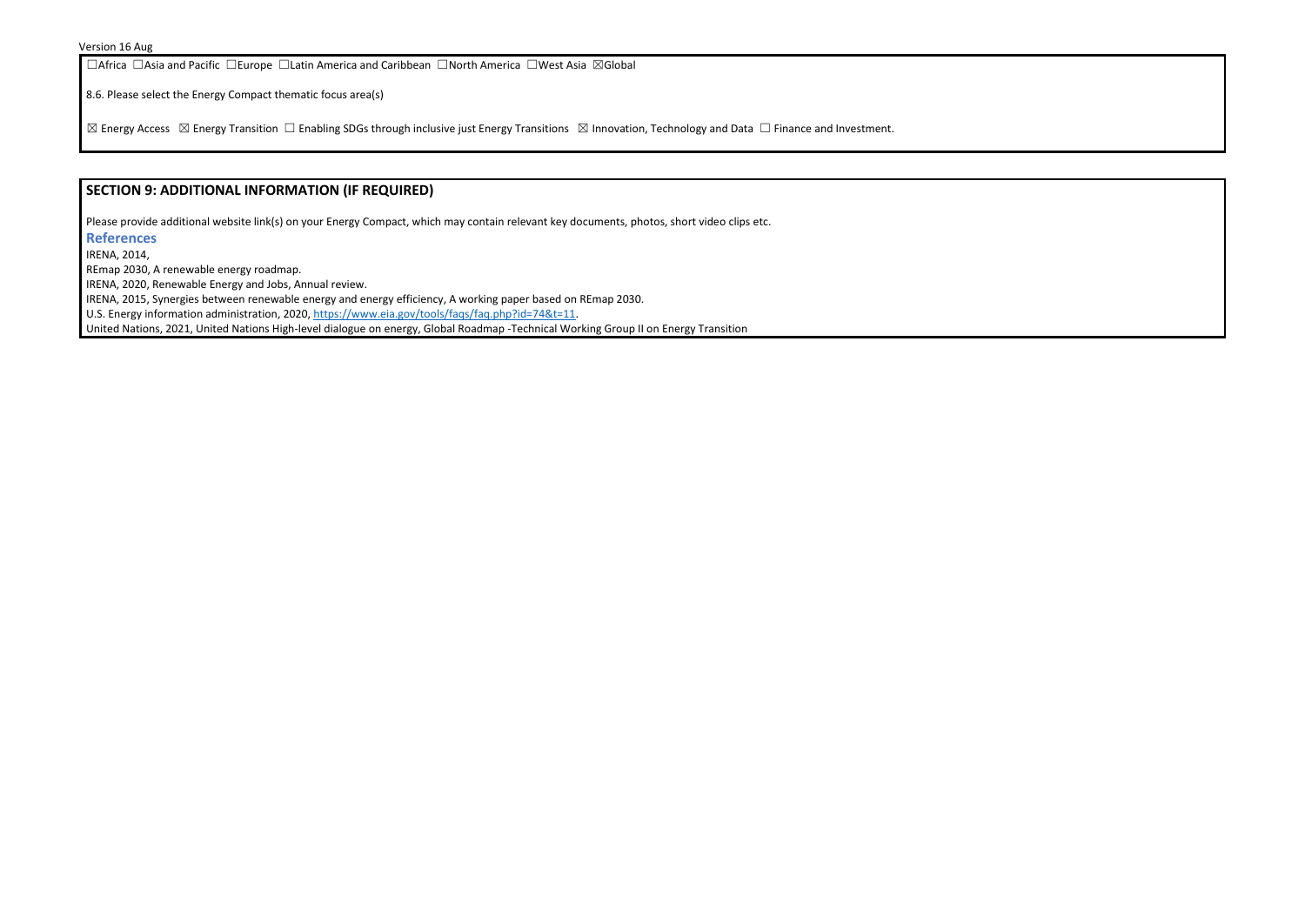☐Africa ☐Asia and Pacific ☐Europe ☐Latin America and Caribbean ☐North America ☐West Asia ☒Global

8.6. Please select the Energy Compact thematic focus area(s)

☒ Energy Access ☒ Energy Transition ☐ Enabling SDGs through inclusive just Energy Transitions ☒ Innovation, Technology and Data ☐ Finance and Investment.

## SECTION 9: ADDITIONAL INFORMATION (IF REQUIRED)

Please provide additional website link(s) on your Energy Compact, which may contain relevant key documents, photos, short video clips etc.

### References

IRENA, 2014,

REmap 2030, A renewable energy roadmap.

IRENA, 2020, Renewable Energy and Jobs, Annual review.

IRENA, 2015, Synergies between renewable energy and energy efficiency, A working paper based on REmap 2030.

U.S. Energy information administration, 2020, https://www.eia.gov/tools/faqs/faq.php?id=74&t=11.

United Nations, 2021, United Nations High-level dialogue on energy, Global Roadmap -Technical Working Group II on Energy Transition